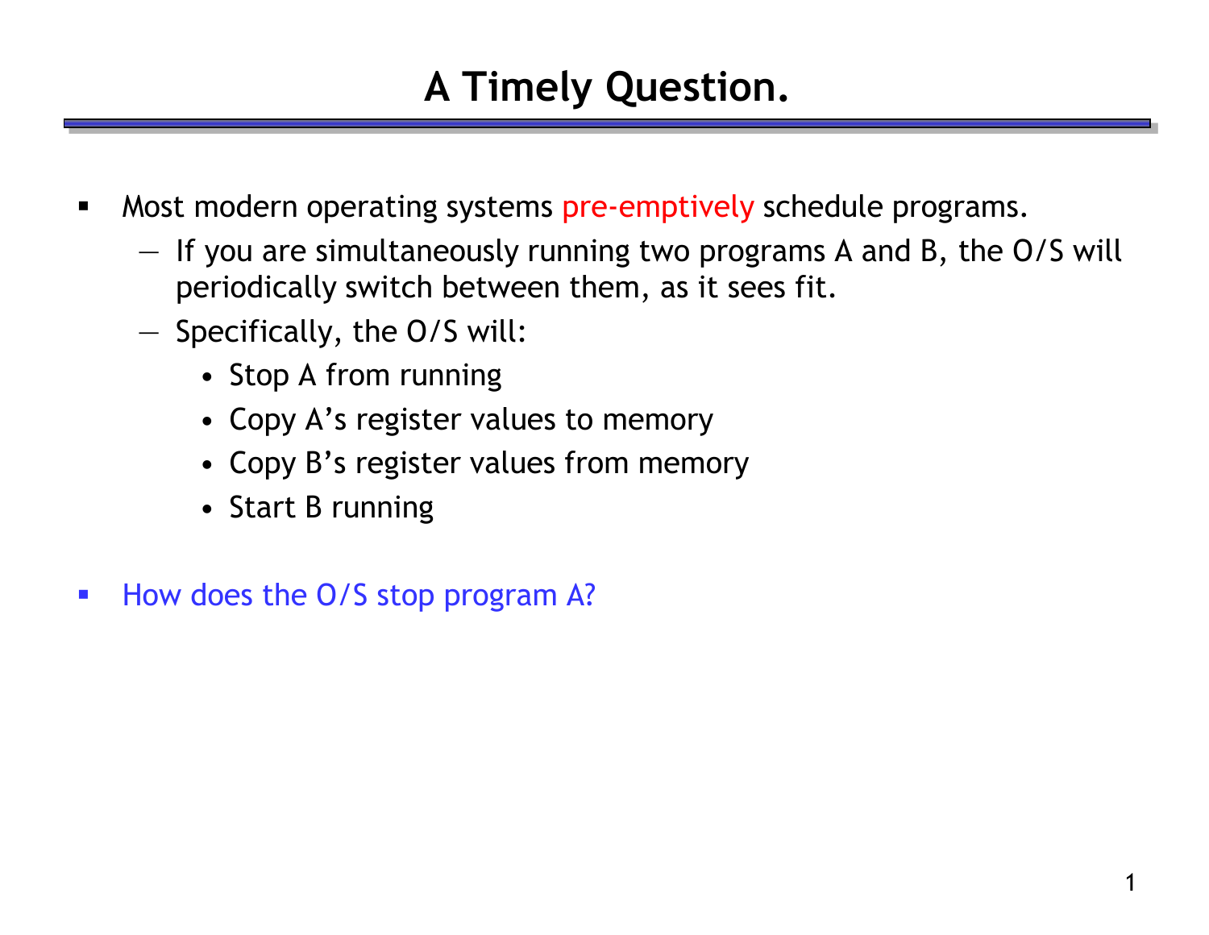# A Timely Question.

- Most modern operating systems pre-emptively schedule programs.
  - If you are simultaneously running two programs A and B, the O/S will periodically switch between them, as it sees fit.
  - Specifically, the O/S will:
    - Stop A from running
    - Copy A's register values to memory
    - Copy B's register values from memory
    - Start B running

- How does the O/S stop program A?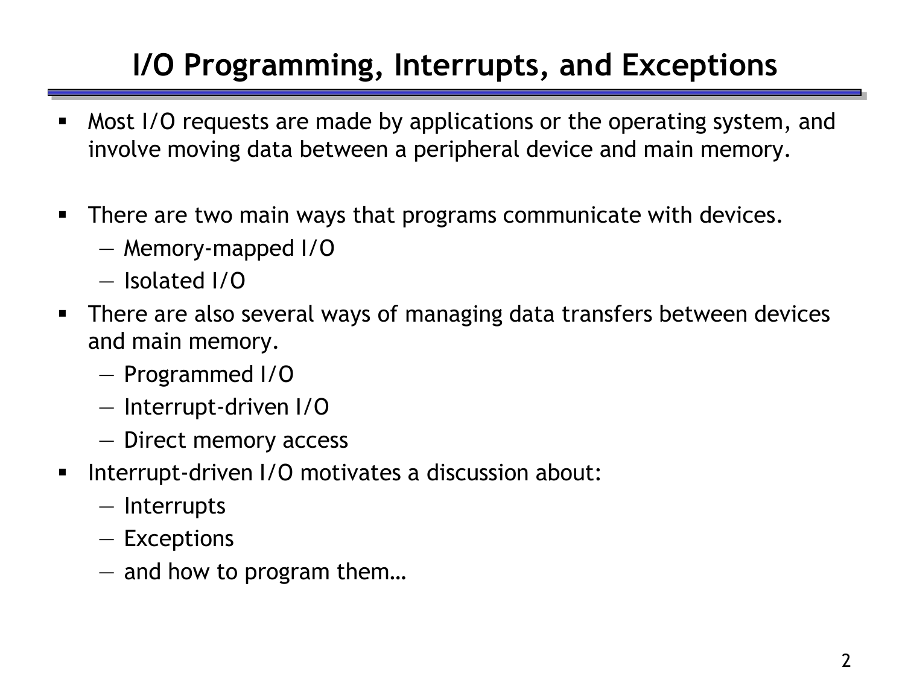# I/O Programming, Interrupts, and Exceptions

- Most I/O requests are made by applications or the operating system, and involve moving data between a peripheral device and main memory.

- There are two main ways that programs communicate with devices.
  - Memory-mapped I/O
  - Isolated I/O
- There are also several ways of managing data transfers between devices and main memory.
  - Programmed I/O
  - Interrupt-driven I/O
  - Direct memory access
- Interrupt-driven I/O motivates a discussion about:
  - Interrupts
  - Exceptions
  - and how to program them…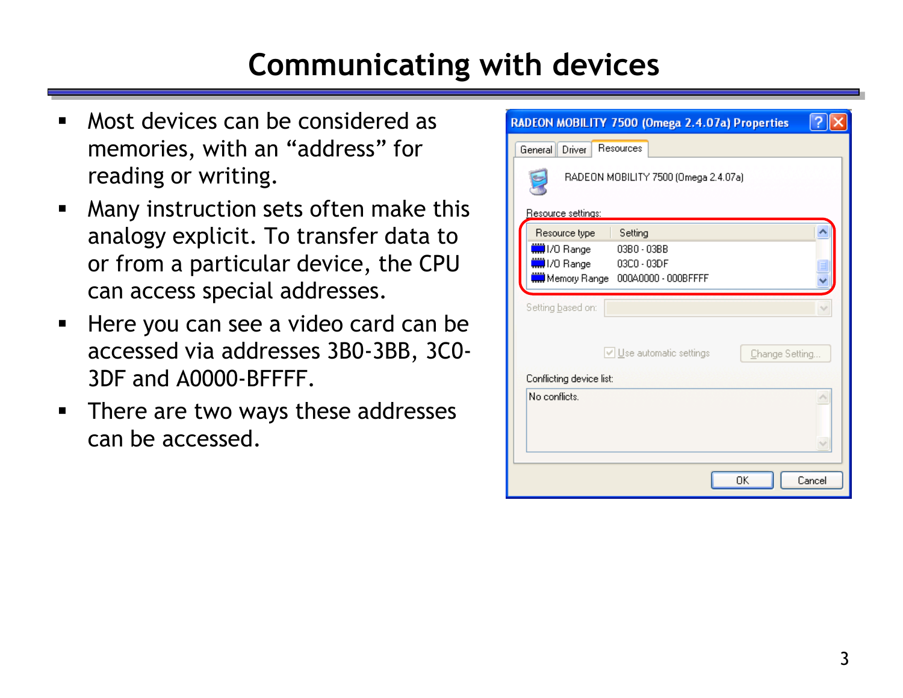# Communicating with devices

- Most devices can be considered as memories, with an "address" for reading or writing.
- Many instruction sets often make this analogy explicit. To transfer data to or from a particular device, the CPU can access special addresses.
- Here you can see a video card can be accessed via addresses 3B0-3BB, 3C0-3DF and A0000-BFFFF.
- There are two ways these addresses can be accessed.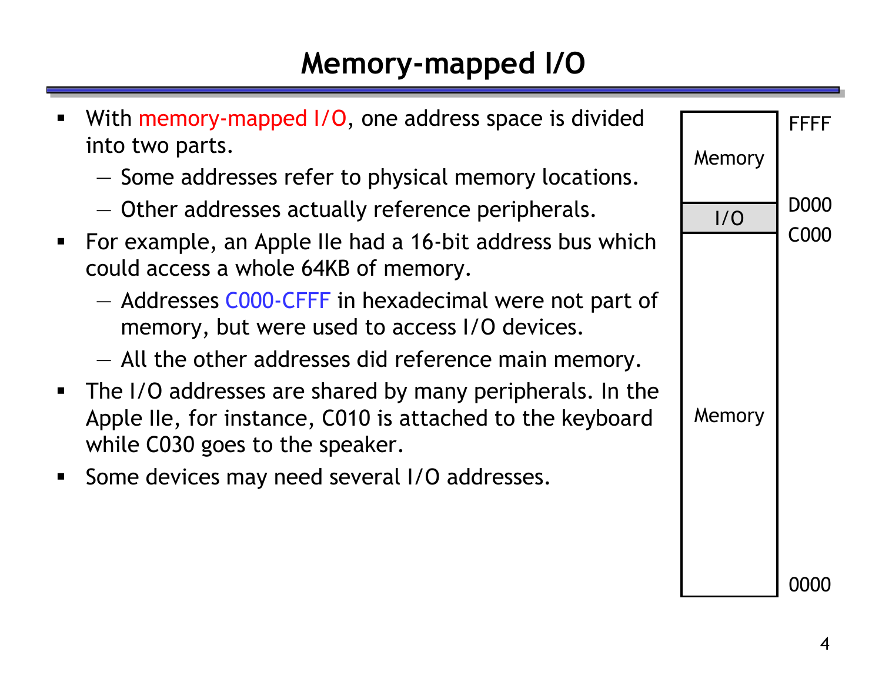# Memory-mapped I/O

- With memory-mapped I/O, one address space is divided into two parts.
  - Some addresses refer to physical memory locations.
  - Other addresses actually reference peripherals.
- For example, an Apple IIe had a 16-bit address bus which could access a whole 64KB of memory.
  - Addresses C000-CFFF in hexadecimal were not part of memory, but were used to access I/O devices.
  - All the other addresses did reference main memory.
- The I/O addresses are shared by many peripherals. In the Apple IIe, for instance, C010 is attached to the keyboard while C030 goes to the speaker.
- Some devices may need several I/O addresses.

| Region | Address |
|---|---|
| Memory | FFFF |
| I/O | D000 |
| Memory | C000 |
| | 0000 |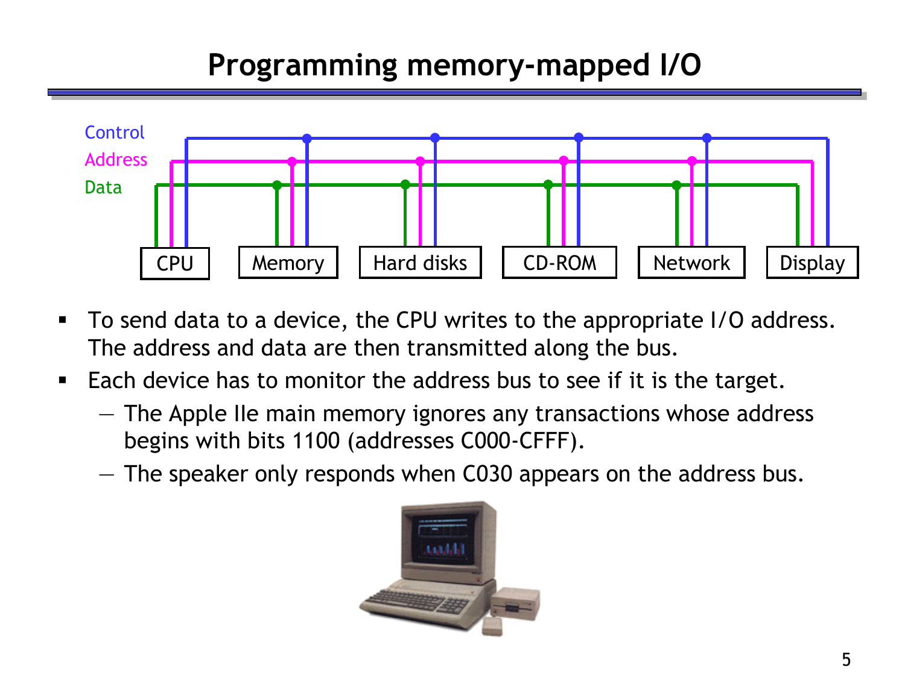# Programming memory-mapped I/O

- To send data to a device, the CPU writes to the appropriate I/O address. The address and data are then transmitted along the bus.
- Each device has to monitor the address bus to see if it is the target.
  - The Apple IIe main memory ignores any transactions whose address begins with bits 1100 (addresses C000-CFFF).
  - The speaker only responds when C030 appears on the address bus.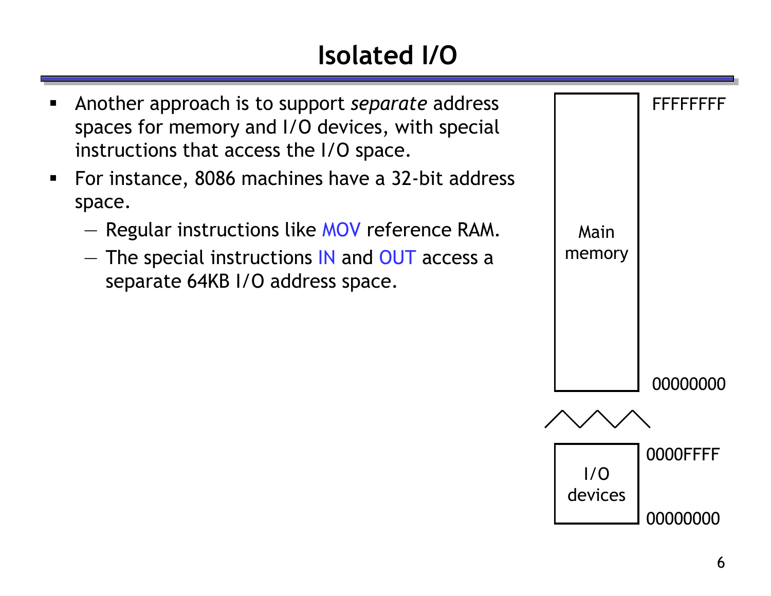# Isolated I/O

- Another approach is to support *separate* address spaces for memory and I/O devices, with special instructions that access the I/O space.
- For instance, 8086 machines have a 32-bit address space.
  - Regular instructions like MOV reference RAM.
  - The special instructions IN and OUT access a separate 64KB I/O address space.

Main memory: FFFFFFFF – 00000000

I/O devices: 0000FFFF – 00000000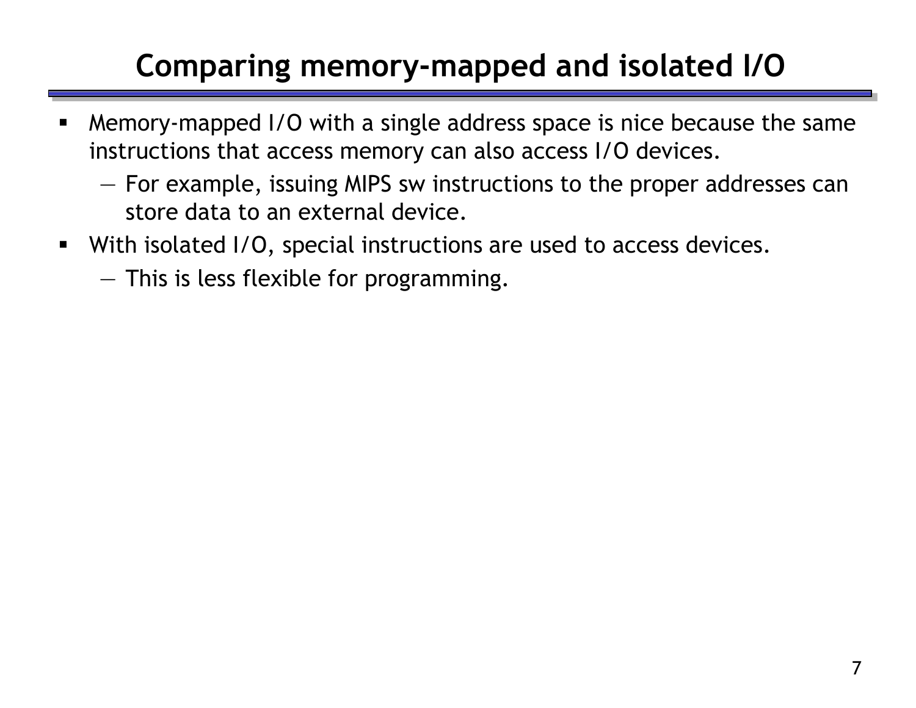# Comparing memory-mapped and isolated I/O

- Memory-mapped I/O with a single address space is nice because the same instructions that access memory can also access I/O devices.
  - For example, issuing MIPS sw instructions to the proper addresses can store data to an external device.
- With isolated I/O, special instructions are used to access devices.
  - This is less flexible for programming.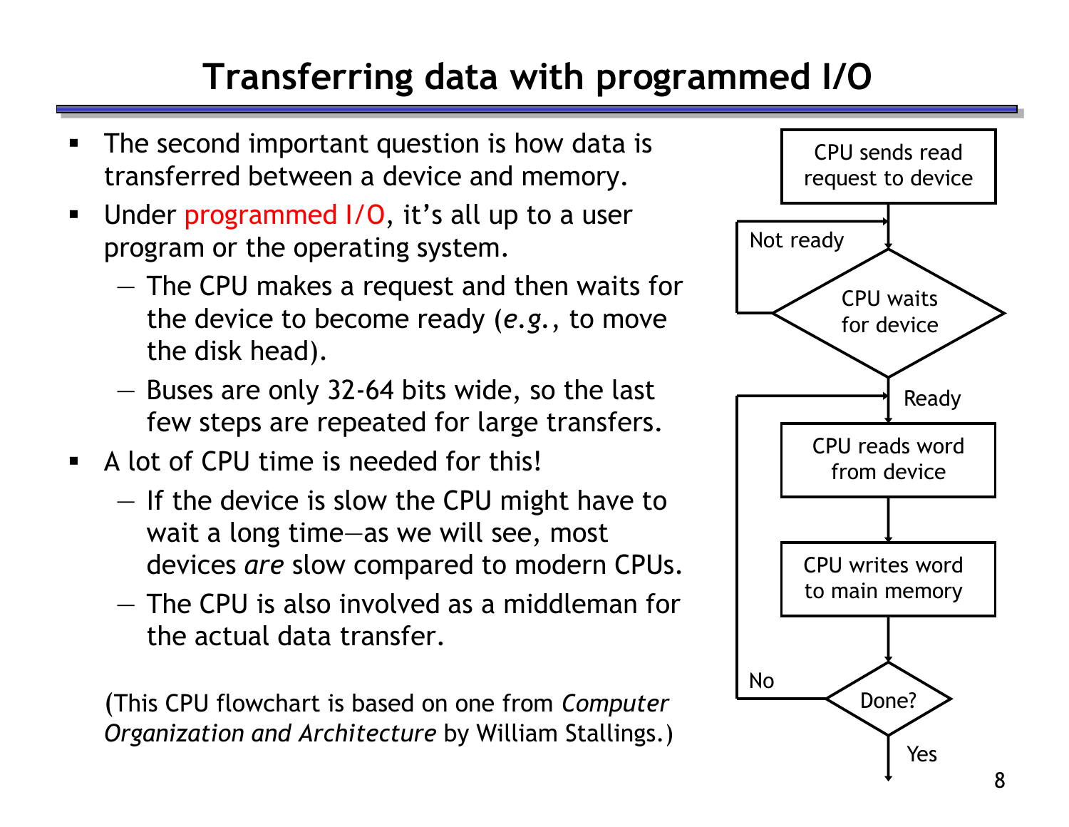# Transferring data with programmed I/O

- The second important question is how data is transferred between a device and memory.
- Under programmed I/O, it's all up to a user program or the operating system.
  - The CPU makes a request and then waits for the device to become ready (*e.g.*, to move the disk head).
  - Buses are only 32-64 bits wide, so the last few steps are repeated for large transfers.
- A lot of CPU time is needed for this!
  - If the device is slow the CPU might have to wait a long time—as we will see, most devices *are* slow compared to modern CPUs.
  - The CPU is also involved as a middleman for the actual data transfer.

(This CPU flowchart is based on one from *Computer Organization and Architecture* by William Stallings.)

CPU sends read request to device

Not ready

CPU waits for device

Ready

CPU reads word from device

CPU writes word to main memory

No

Done?

Yes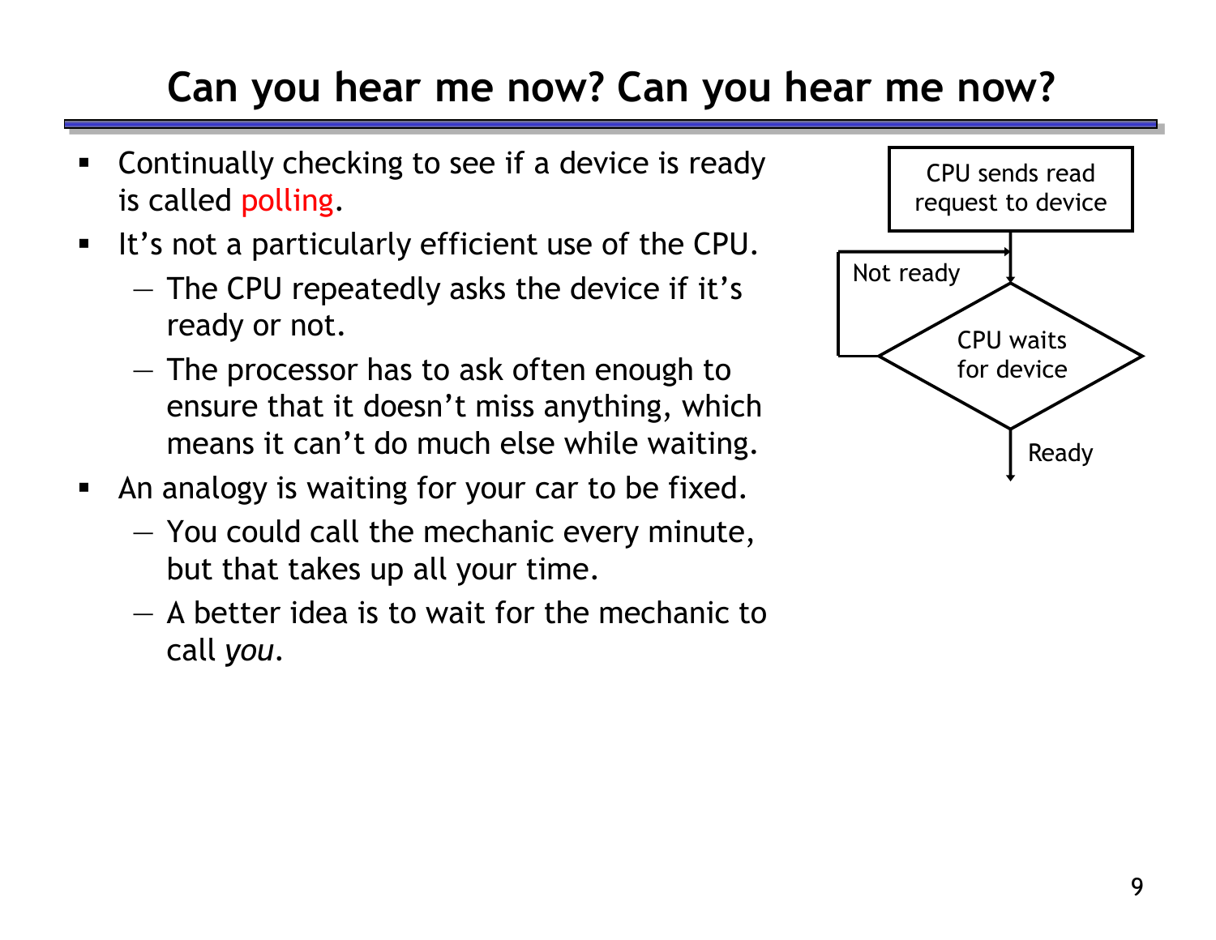# Can you hear me now? Can you hear me now?

- Continually checking to see if a device is ready is called polling.
- It's not a particularly efficient use of the CPU.
  - The CPU repeatedly asks the device if it's ready or not.
  - The processor has to ask often enough to ensure that it doesn't miss anything, which means it can't do much else while waiting.
- An analogy is waiting for your car to be fixed.
  - You could call the mechanic every minute, but that takes up all your time.
  - A better idea is to wait for the mechanic to call *you*.

CPU sends read request to device

Not ready

CPU waits for device

Ready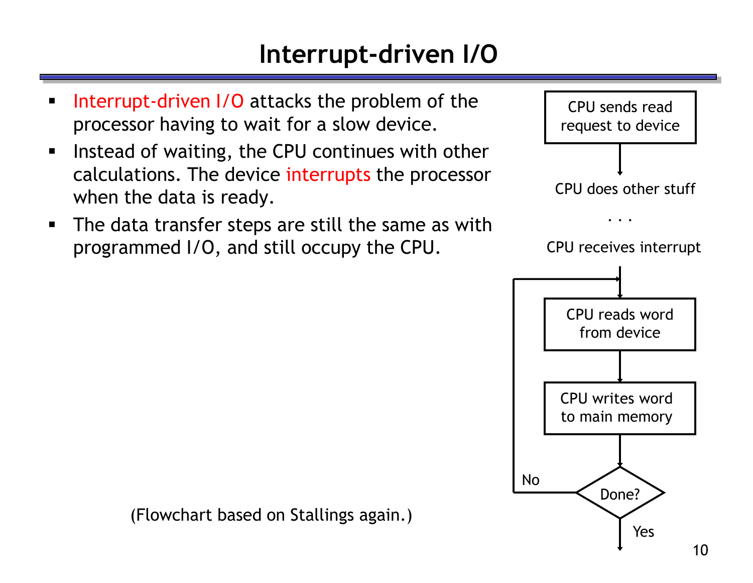# Interrupt-driven I/O

- Interrupt-driven I/O attacks the problem of the processor having to wait for a slow device.
- Instead of waiting, the CPU continues with other calculations. The device interrupts the processor when the data is ready.
- The data transfer steps are still the same as with programmed I/O, and still occupy the CPU.

CPU sends read request to device

CPU does other stuff

. . .

CPU receives interrupt

CPU reads word from device

CPU writes word to main memory

Done?

No

Yes

(Flowchart based on Stallings again.)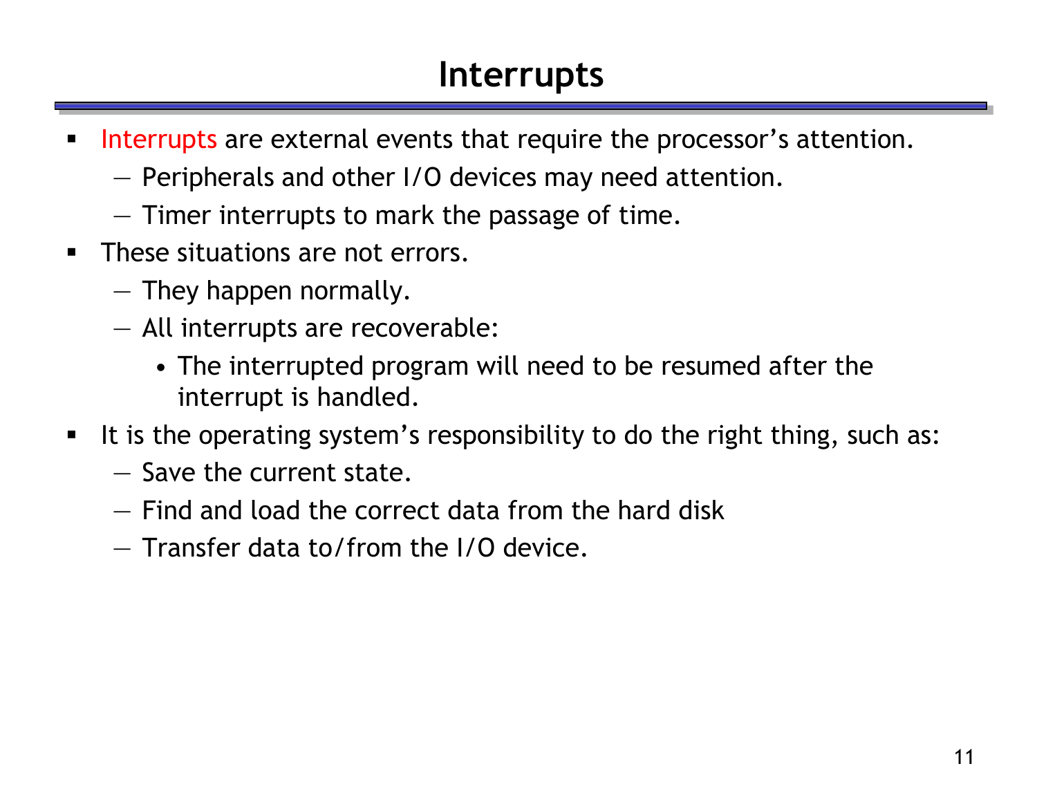# Interrupts

- Interrupts are external events that require the processor's attention.
  - Peripherals and other I/O devices may need attention.
  - Timer interrupts to mark the passage of time.
- These situations are not errors.
  - They happen normally.
  - All interrupts are recoverable:
    - The interrupted program will need to be resumed after the interrupt is handled.
- It is the operating system's responsibility to do the right thing, such as:
  - Save the current state.
  - Find and load the correct data from the hard disk
  - Transfer data to/from the I/O device.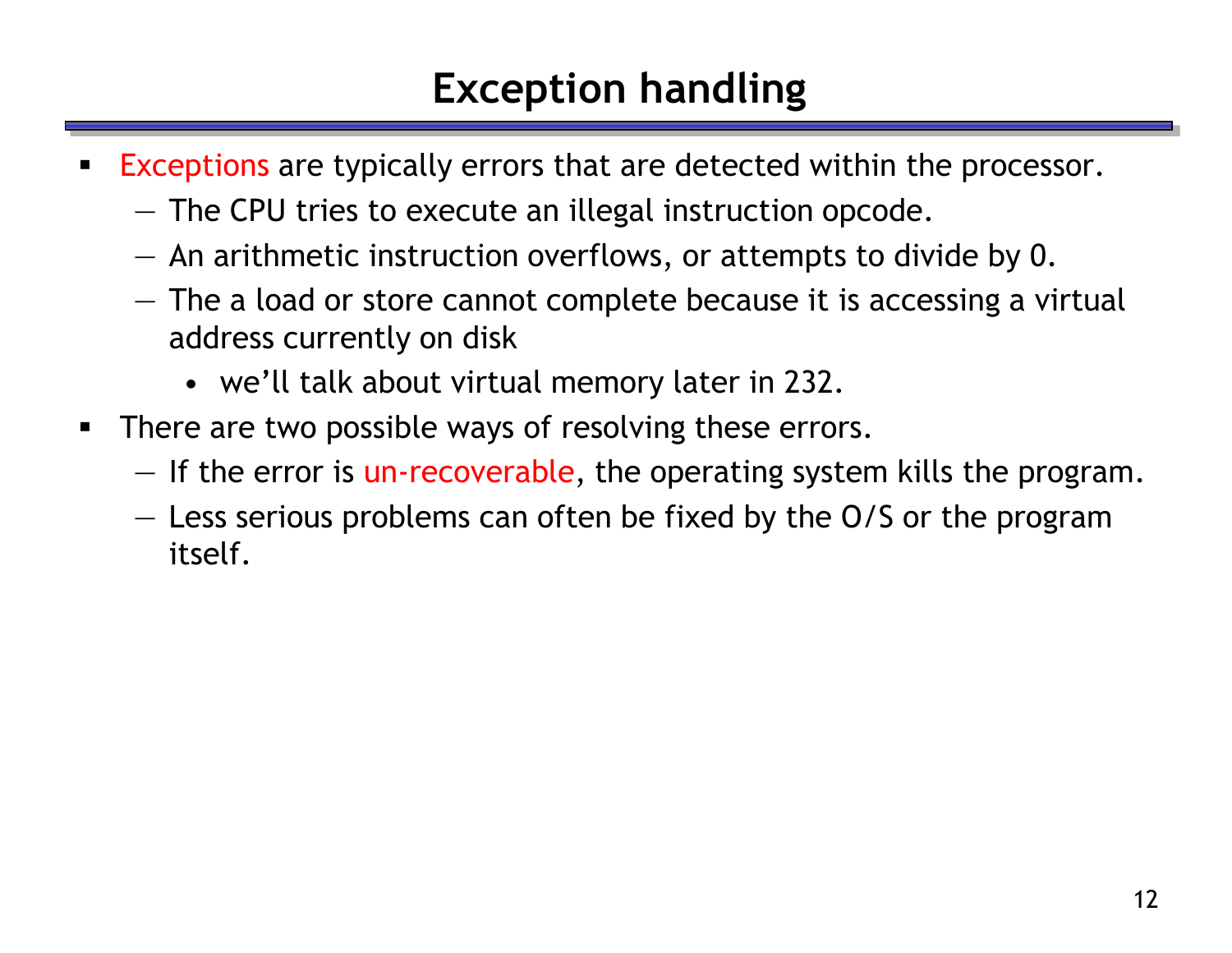# Exception handling

- Exceptions are typically errors that are detected within the processor.
  - The CPU tries to execute an illegal instruction opcode.
  - An arithmetic instruction overflows, or attempts to divide by 0.
  - The a load or store cannot complete because it is accessing a virtual address currently on disk
    - we'll talk about virtual memory later in 232.
- There are two possible ways of resolving these errors.
  - If the error is un-recoverable, the operating system kills the program.
  - Less serious problems can often be fixed by the O/S or the program itself.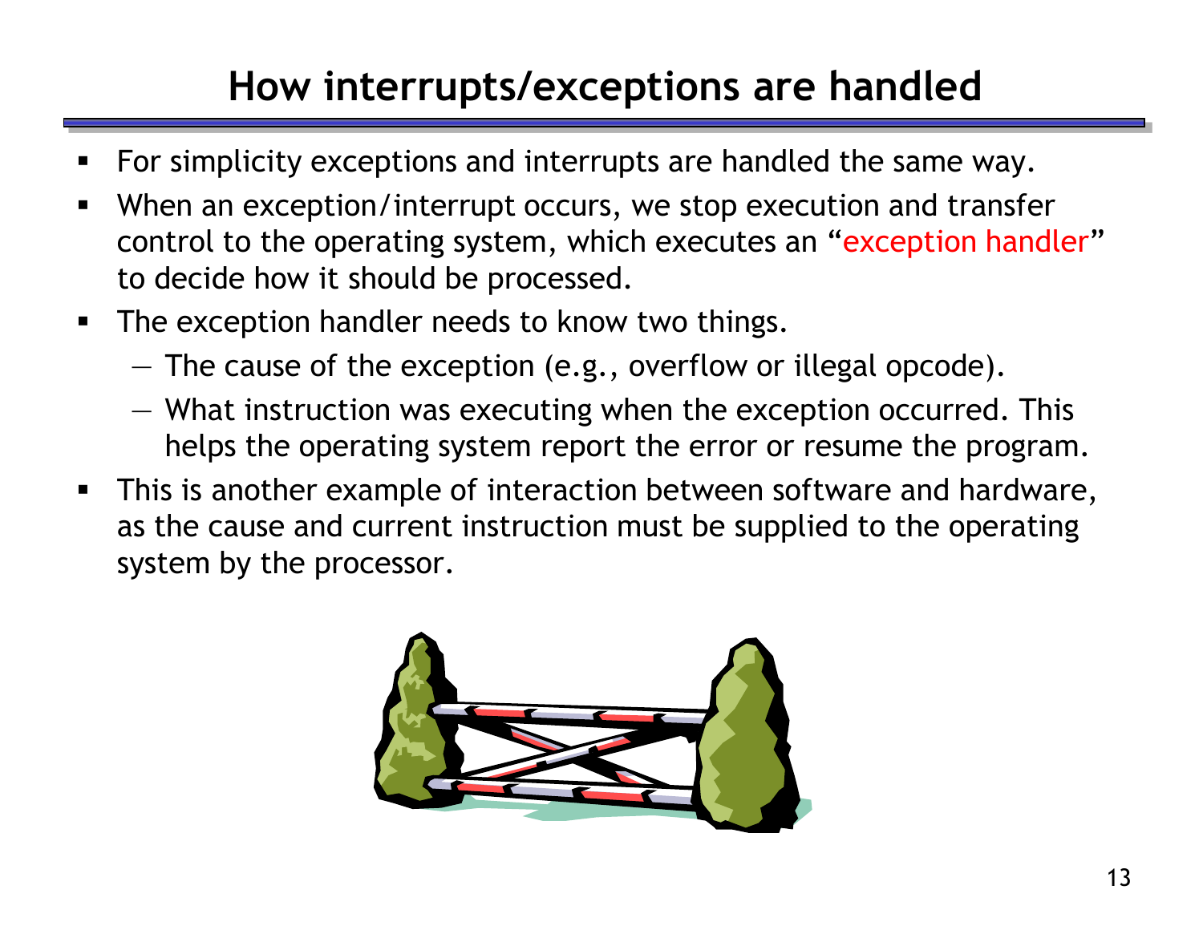# How interrupts/exceptions are handled

- For simplicity exceptions and interrupts are handled the same way.
- When an exception/interrupt occurs, we stop execution and transfer control to the operating system, which executes an "exception handler" to decide how it should be processed.
- The exception handler needs to know two things.
  - The cause of the exception (e.g., overflow or illegal opcode).
  - What instruction was executing when the exception occurred. This helps the operating system report the error or resume the program.
- This is another example of interaction between software and hardware, as the cause and current instruction must be supplied to the operating system by the processor.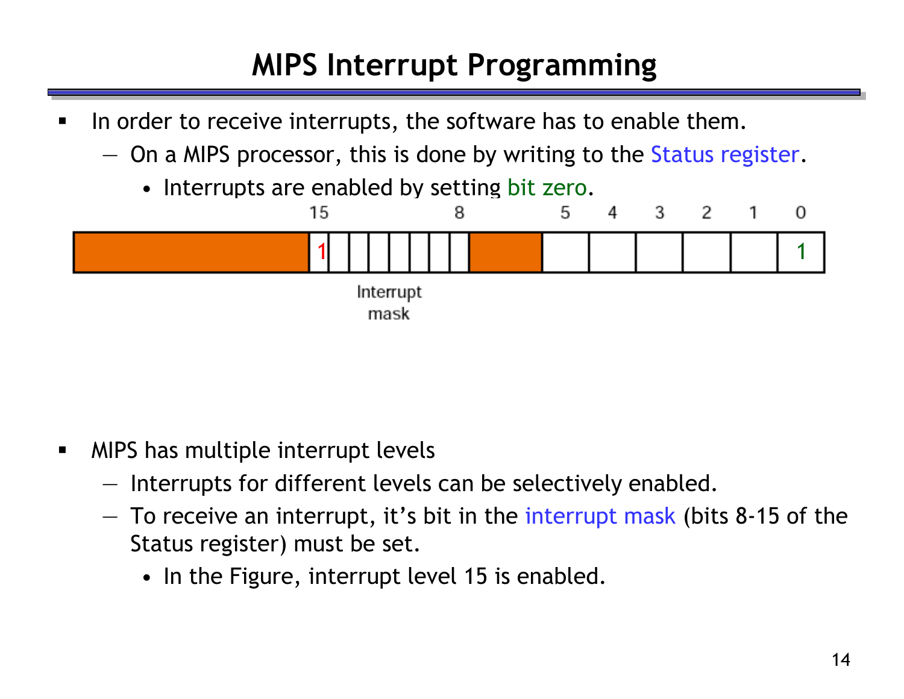# MIPS Interrupt Programming

- In order to receive interrupts, the software has to enable them.
  - On a MIPS processor, this is done by writing to the Status register.
    - Interrupts are enabled by setting bit zero.

- MIPS has multiple interrupt levels
  - Interrupts for different levels can be selectively enabled.
  - To receive an interrupt, it's bit in the interrupt mask (bits 8-15 of the Status register) must be set.
    - In the Figure, interrupt level 15 is enabled.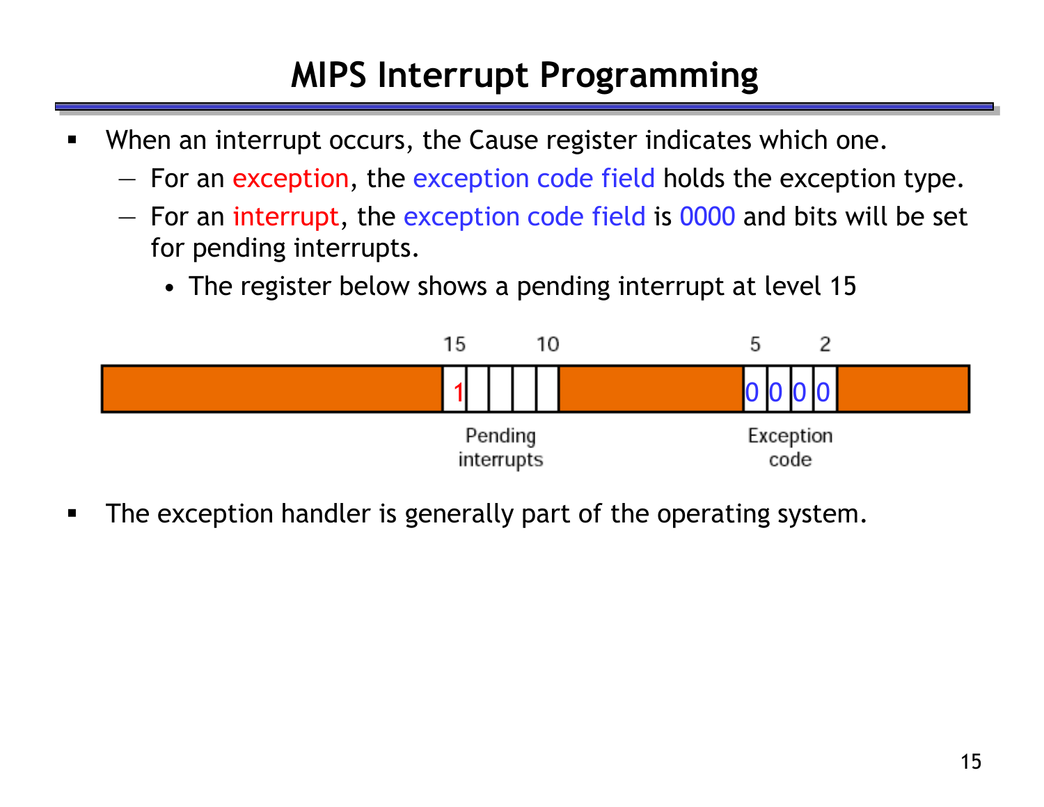# MIPS Interrupt Programming

- When an interrupt occurs, the Cause register indicates which one.
  - For an exception, the exception code field holds the exception type.
  - For an interrupt, the exception code field is 0000 and bits will be set for pending interrupts.
    - The register below shows a pending interrupt at level 15

| 15 | | | | | 10 | 5 | | | 2 |
|---|---|---|---|---|---|---|---|---|---|
| 1 | | | | | | 0 | 0 | 0 | 0 |
| Pending interrupts | | | | | | Exception code | | | |

- The exception handler is generally part of the operating system.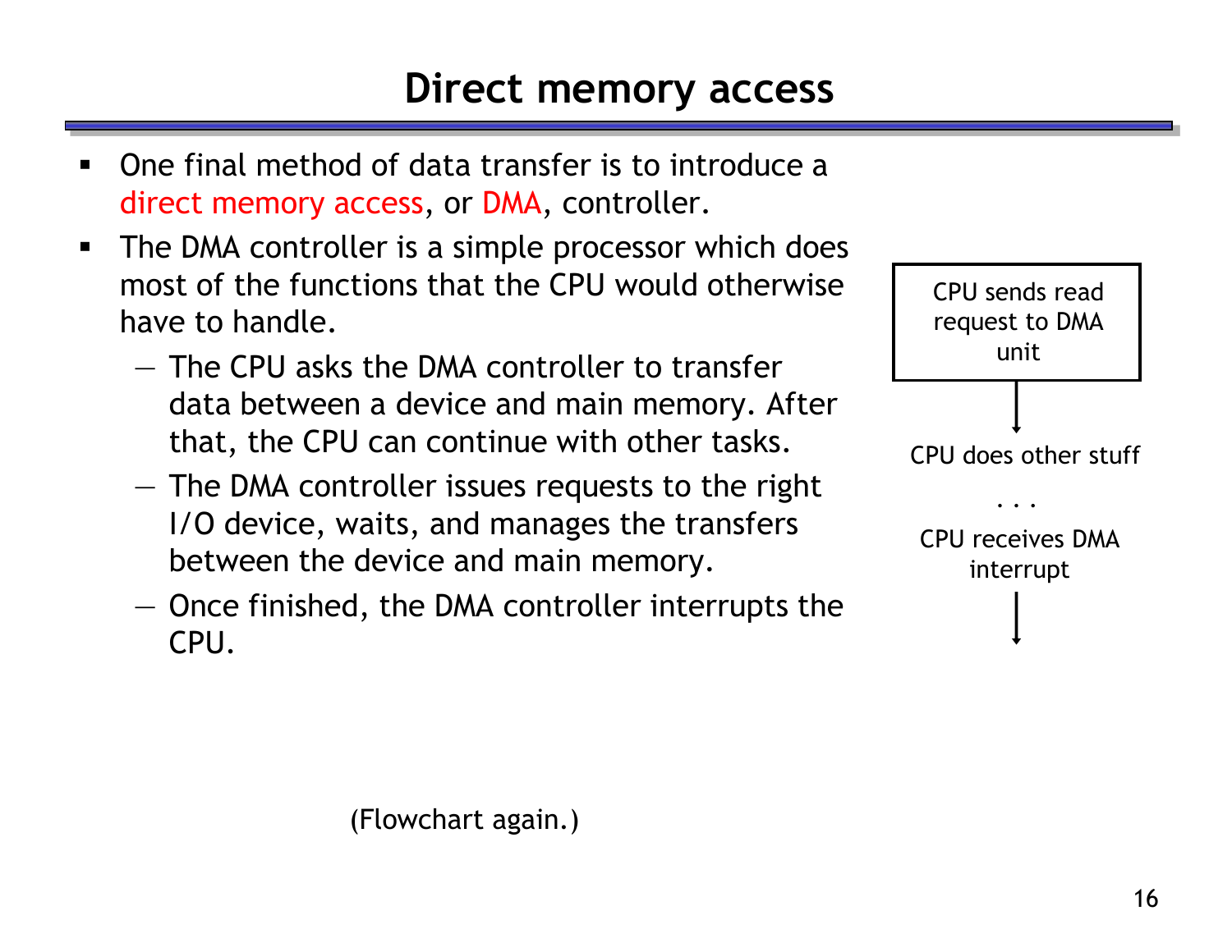# Direct memory access

- One final method of data transfer is to introduce a direct memory access, or DMA, controller.
- The DMA controller is a simple processor which does most of the functions that the CPU would otherwise have to handle.
  - The CPU asks the DMA controller to transfer data between a device and main memory. After that, the CPU can continue with other tasks.
  - The DMA controller issues requests to the right I/O device, waits, and manages the transfers between the device and main memory.
  - Once finished, the DMA controller interrupts the CPU.

CPU sends read request to DMA unit

↓

CPU does other stuff

. . .

CPU receives DMA interrupt

↓

(Flowchart again.)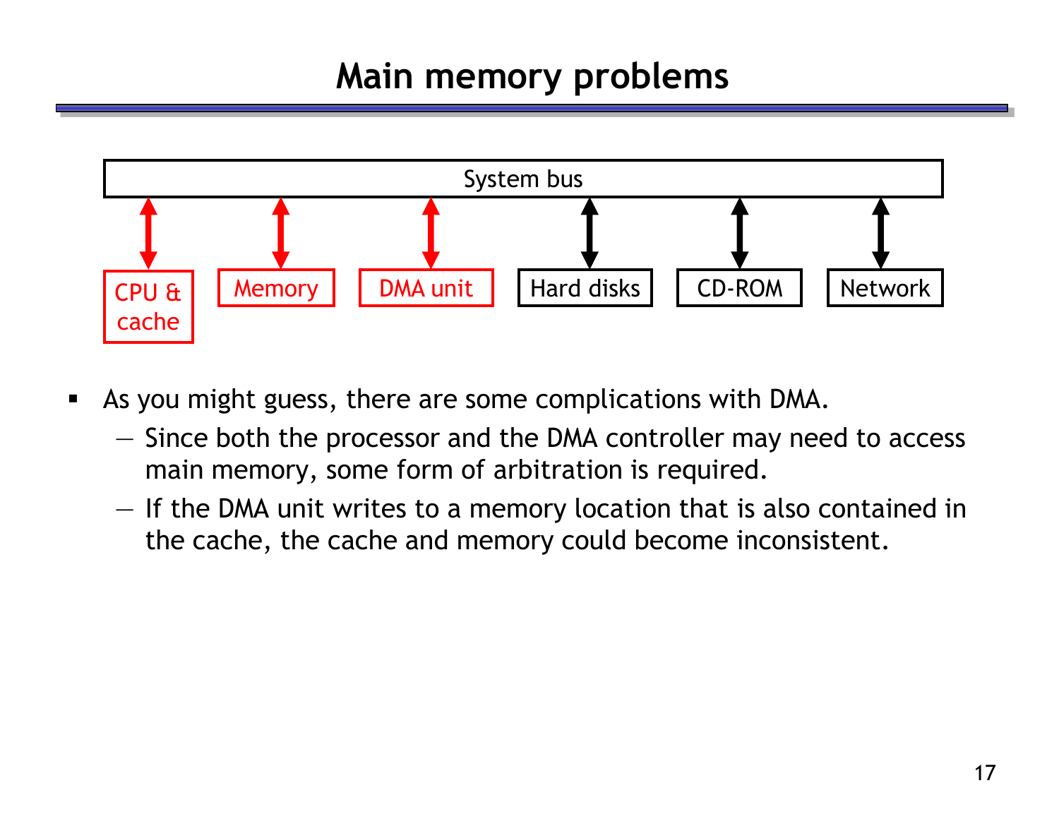# Main memory problems

System bus

CPU & cache

Memory

DMA unit

Hard disks

CD-ROM

Network

- As you might guess, there are some complications with DMA.
  - Since both the processor and the DMA controller may need to access main memory, some form of arbitration is required.
  - If the DMA unit writes to a memory location that is also contained in the cache, the cache and memory could become inconsistent.